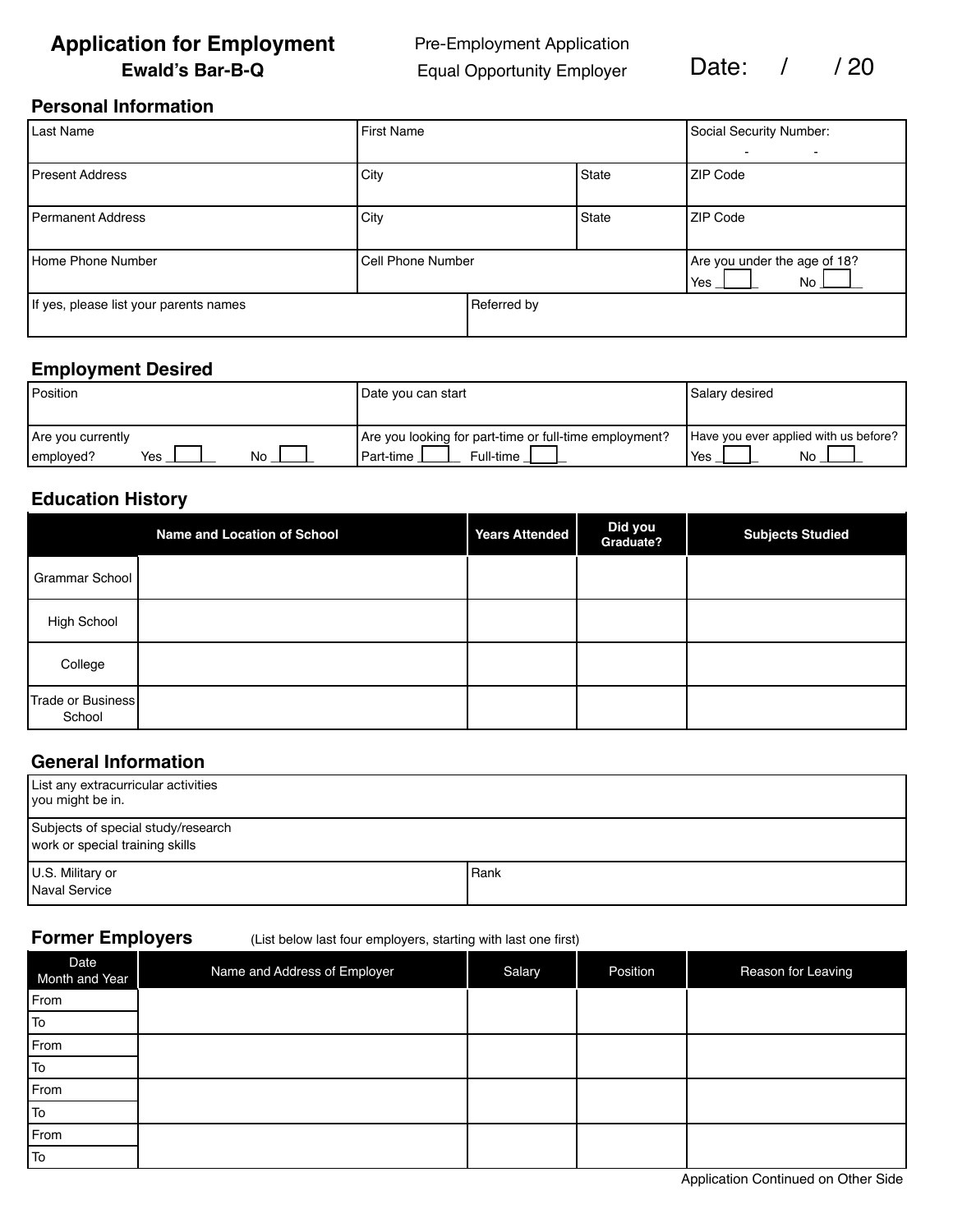# Application for Employment

**Ewald's Bar-B-Q**

Pre-Employment Application

Equal Opportunity Employer

Date: / / 20

## Personal Information

| Last Name | First Name | | Social Security Number: - - |
|---|---|---|---|
| Present Address | City | State | ZIP Code |
| Permanent Address | City | State | ZIP Code |
| Home Phone Number | Cell Phone Number | | Are you under the age of 18? Yes ___ No ___ |
| If yes, please list your parents names | Referred by | | |

## Employment Desired

| Position | Date you can start | Salary desired |
|---|---|---|
| Are you currently employed? Yes ___ No ___ | Are you looking for part-time or full-time employment? Part-time ___ Full-time ___ | Have you ever applied with us before? Yes ___ No ___ |

## Education History

| | Name and Location of School | Years Attended | Did you Graduate? | Subjects Studied |
|---|---|---|---|---|
| Grammar School | | | | |
| High School | | | | |
| College | | | | |
| Trade or Business School | | | | |

## General Information

| List any extracurricular activities you might be in. | |
|---|---|
| Subjects of special study/research work or special training skills | |
| U.S. Military or Naval Service | Rank |

## Former Employers

(List below last four employers, starting with last one first)

| Date Month and Year | Name and Address of Employer | Salary | Position | Reason for Leaving |
|---|---|---|---|---|
| From | | | | |
| To | | | | |
| From | | | | |
| To | | | | |
| From | | | | |
| To | | | | |
| From | | | | |
| To | | | | |

Application Continued on Other Side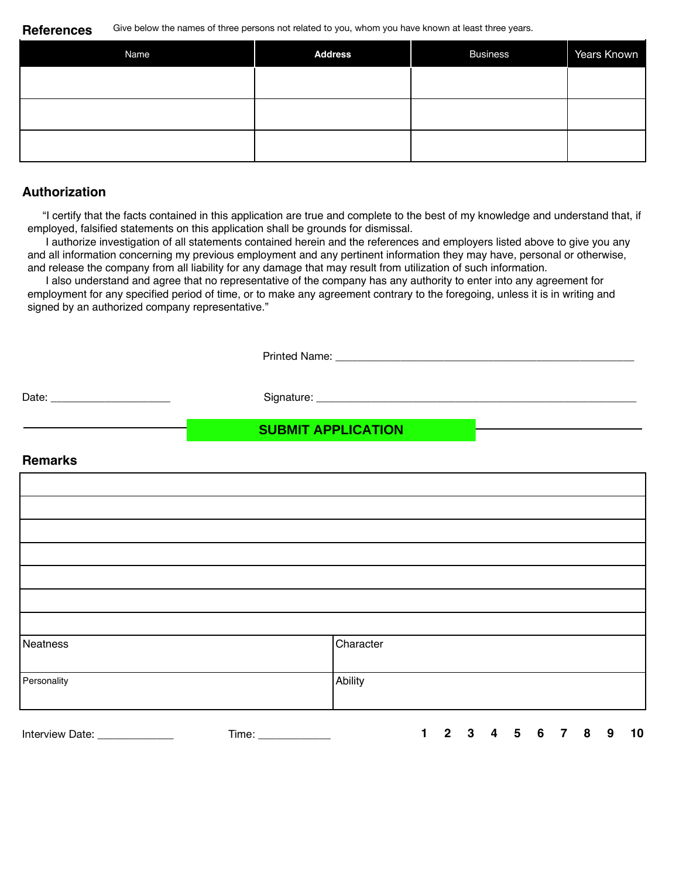## References

Give below the names of three persons not related to you, whom you have known at least three years.

| Name | Address | Business | Years Known |
|---|---|---|---|
| | | | |
| | | | |
| | | | |

## Authorization

"I certify that the facts contained in this application are true and complete to the best of my knowledge and understand that, if employed, falsified statements on this application shall be grounds for dismissal.

I authorize investigation of all statements contained herein and the references and employers listed above to give you any and all information concerning my previous employment and any pertinent information they may have, personal or otherwise, and release the company from all liability for any damage that may result from utilization of such information.

I also understand and agree that no representative of the company has any authority to enter into any agreement for employment for any specified period of time, or to make any agreement contrary to the foregoing, unless it is in writing and signed by an authorized company representative."

Printed Name: ____________________________________________

Date: ____________________ Signature: ____________________________________________

**SUBMIT APPLICATION**

## Remarks

| |
|---|
| |
| |
| |
| |
| |
| |
| |

| | |
|---|---|
| Neatness | Character |
| Personality | Ability |

Interview Date: _____________ Time: ____________ **1 2 3 4 5 6 7 8 9 10**